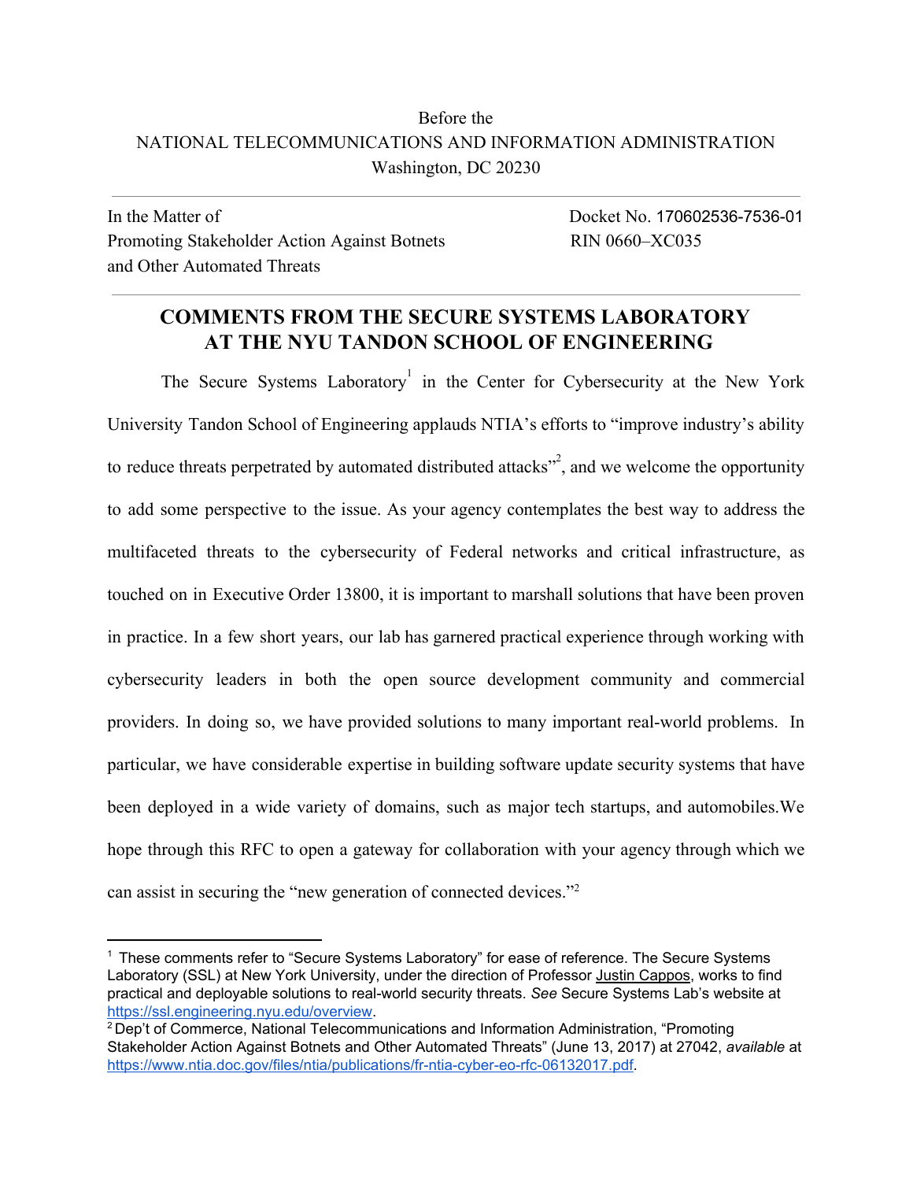Before the
NATIONAL TELECOMMUNICATIONS AND INFORMATION ADMINISTRATION
Washington, DC 20230

In the Matter of
Promoting Stakeholder Action Against Botnets and Other Automated Threats

Docket No. 170602536-7536-01
RIN 0660–XC035

# COMMENTS FROM THE SECURE SYSTEMS LABORATORY AT THE NYU TANDON SCHOOL OF ENGINEERING

The Secure Systems Laboratory[1] in the Center for Cybersecurity at the New York University Tandon School of Engineering applauds NTIA's efforts to "improve industry's ability to reduce threats perpetrated by automated distributed attacks"[2], and we welcome the opportunity to add some perspective to the issue. As your agency contemplates the best way to address the multifaceted threats to the cybersecurity of Federal networks and critical infrastructure, as touched on in Executive Order 13800, it is important to marshall solutions that have been proven in practice. In a few short years, our lab has garnered practical experience through working with cybersecurity leaders in both the open source development community and commercial providers. In doing so, we have provided solutions to many important real-world problems. In particular, we have considerable expertise in building software update security systems that have been deployed in a wide variety of domains, such as major tech startups, and automobiles.We hope through this RFC to open a gateway for collaboration with your agency through which we can assist in securing the "new generation of connected devices."[2]

---

[1] These comments refer to "Secure Systems Laboratory" for ease of reference. The Secure Systems Laboratory (SSL) at New York University, under the direction of Professor Justin Cappos, works to find practical and deployable solutions to real-world security threats. *See* Secure Systems Lab's website at https://ssl.engineering.nyu.edu/overview.

[2] Dep't of Commerce, National Telecommunications and Information Administration, "Promoting Stakeholder Action Against Botnets and Other Automated Threats" (June 13, 2017) at 27042, *available* at https://www.ntia.doc.gov/files/ntia/publications/fr-ntia-cyber-eo-rfc-06132017.pdf.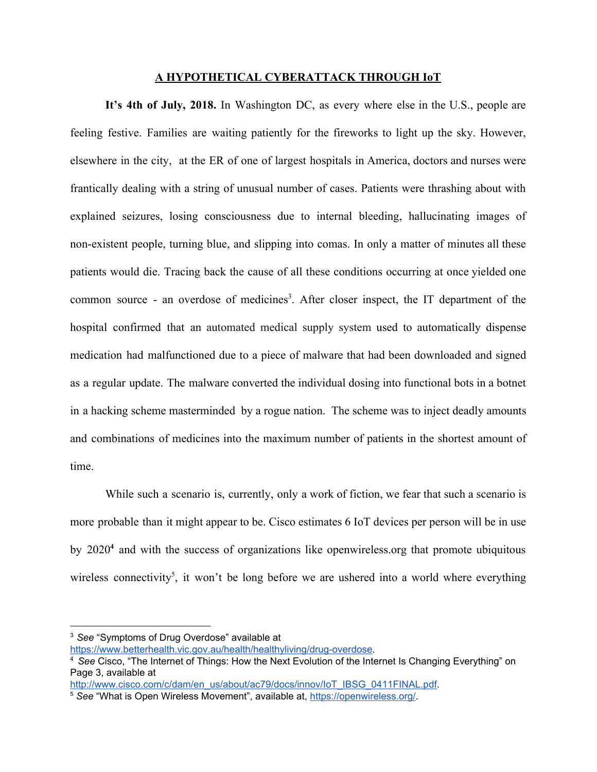## A HYPOTHETICAL CYBERATTACK THROUGH IoT

**It's 4th of July, 2018.** In Washington DC, as every where else in the U.S., people are feeling festive. Families are waiting patiently for the fireworks to light up the sky. However, elsewhere in the city, at the ER of one of largest hospitals in America, doctors and nurses were frantically dealing with a string of unusual number of cases. Patients were thrashing about with explained seizures, losing consciousness due to internal bleeding, hallucinating images of non-existent people, turning blue, and slipping into comas. In only a matter of minutes all these patients would die. Tracing back the cause of all these conditions occurring at once yielded one common source - an overdose of medicines[3]. After closer inspect, the IT department of the hospital confirmed that an automated medical supply system used to automatically dispense medication had malfunctioned due to a piece of malware that had been downloaded and signed as a regular update. The malware converted the individual dosing into functional bots in a botnet in a hacking scheme masterminded by a rogue nation. The scheme was to inject deadly amounts and combinations of medicines into the maximum number of patients in the shortest amount of time.

While such a scenario is, currently, only a work of fiction, we fear that such a scenario is more probable than it might appear to be. Cisco estimates 6 IoT devices per person will be in use by 2020[4] and with the success of organizations like openwireless.org that promote ubiquitous wireless connectivity[5], it won't be long before we are ushered into a world where everything

---

[3] *See* "Symptoms of Drug Overdose" available at https://www.betterhealth.vic.gov.au/health/healthyliving/drug-overdose.

[4] *See* Cisco, "The Internet of Things: How the Next Evolution of the Internet Is Changing Everything" on Page 3, available at http://www.cisco.com/c/dam/en_us/about/ac79/docs/innov/IoT_IBSG_0411FINAL.pdf.

[5] *See* "What is Open Wireless Movement", available at, https://openwireless.org/.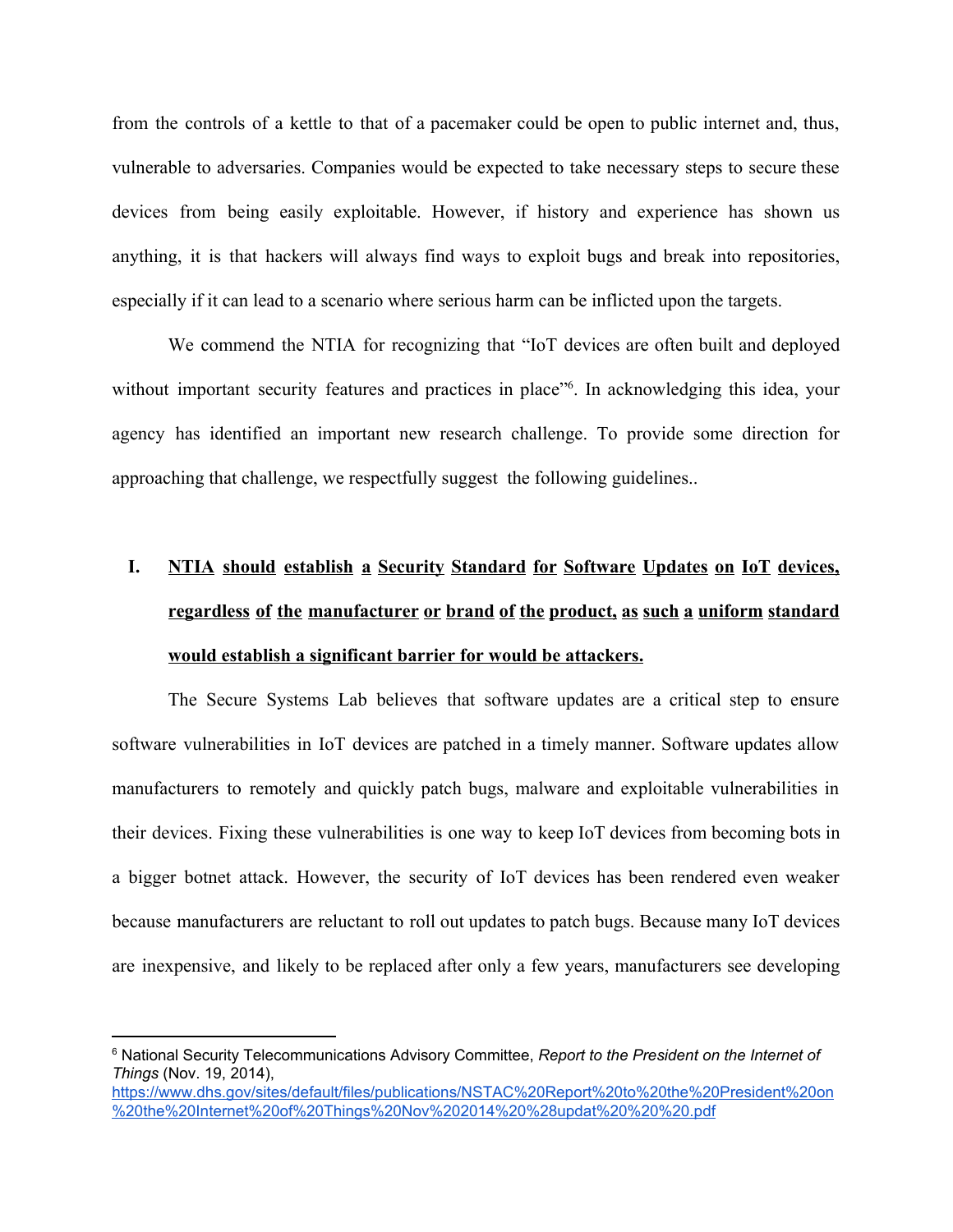from the controls of a kettle to that of a pacemaker could be open to public internet and, thus, vulnerable to adversaries. Companies would be expected to take necessary steps to secure these devices from being easily exploitable. However, if history and experience has shown us anything, it is that hackers will always find ways to exploit bugs and break into repositories, especially if it can lead to a scenario where serious harm can be inflicted upon the targets.

We commend the NTIA for recognizing that "IoT devices are often built and deployed without important security features and practices in place"[6]. In acknowledging this idea, your agency has identified an important new research challenge. To provide some direction for approaching that challenge, we respectfully suggest the following guidelines..

## I. <u>NTIA should establish a Security Standard for Software Updates on IoT devices, regardless of the manufacturer or brand of the product, as such a uniform standard would establish a significant barrier for would be attackers.</u>

The Secure Systems Lab believes that software updates are a critical step to ensure software vulnerabilities in IoT devices are patched in a timely manner. Software updates allow manufacturers to remotely and quickly patch bugs, malware and exploitable vulnerabilities in their devices. Fixing these vulnerabilities is one way to keep IoT devices from becoming bots in a bigger botnet attack. However, the security of IoT devices has been rendered even weaker because manufacturers are reluctant to roll out updates to patch bugs. Because many IoT devices are inexpensive, and likely to be replaced after only a few years, manufacturers see developing

---

[6] National Security Telecommunications Advisory Committee, *Report to the President on the Internet of Things* (Nov. 19, 2014), https://www.dhs.gov/sites/default/files/publications/NSTAC%20Report%20to%20the%20President%20on%20the%20Internet%20of%20Things%20Nov%202014%20%28updat%20%20%20.pdf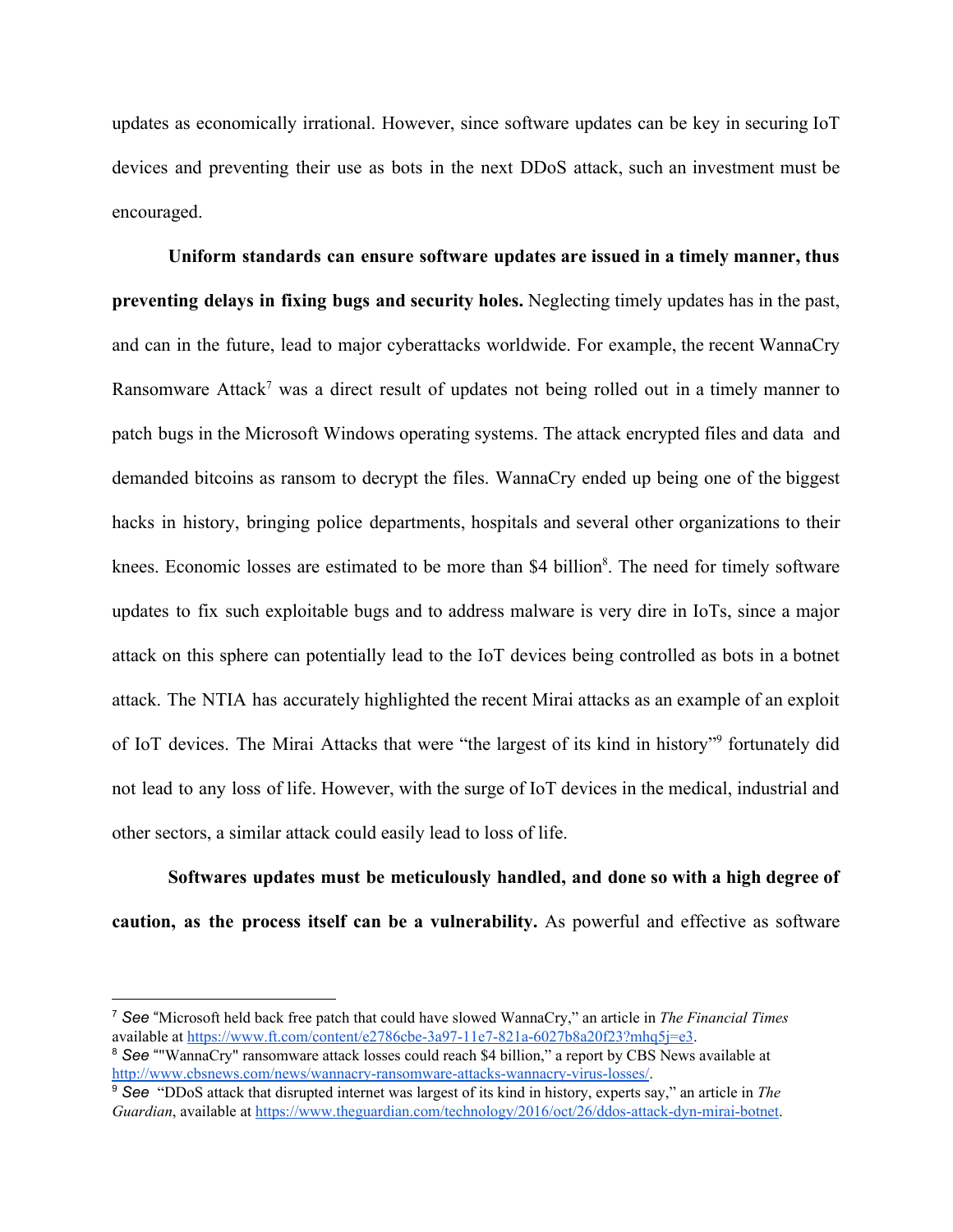updates as economically irrational. However, since software updates can be key in securing IoT devices and preventing their use as bots in the next DDoS attack, such an investment must be encouraged.

**Uniform standards can ensure software updates are issued in a timely manner, thus preventing delays in fixing bugs and security holes.** Neglecting timely updates has in the past, and can in the future, lead to major cyberattacks worldwide. For example, the recent WannaCry Ransomware Attack[7] was a direct result of updates not being rolled out in a timely manner to patch bugs in the Microsoft Windows operating systems. The attack encrypted files and data and demanded bitcoins as ransom to decrypt the files. WannaCry ended up being one of the biggest hacks in history, bringing police departments, hospitals and several other organizations to their knees. Economic losses are estimated to be more than $4 billion[8]. The need for timely software updates to fix such exploitable bugs and to address malware is very dire in IoTs, since a major attack on this sphere can potentially lead to the IoT devices being controlled as bots in a botnet attack. The NTIA has accurately highlighted the recent Mirai attacks as an example of an exploit of IoT devices. The Mirai Attacks that were "the largest of its kind in history"[9] fortunately did not lead to any loss of life. However, with the surge of IoT devices in the medical, industrial and other sectors, a similar attack could easily lead to loss of life.

**Softwares updates must be meticulously handled, and done so with a high degree of caution, as the process itself can be a vulnerability.** As powerful and effective as software

---

[7] *See* "Microsoft held back free patch that could have slowed WannaCry," an article in *The Financial Times* available at https://www.ft.com/content/e2786cbe-3a97-11e7-821a-6027b8a20f23?mhq5j=e3.

[8] *See* ""WannaCry" ransomware attack losses could reach $4 billion," a report by CBS News available at http://www.cbsnews.com/news/wannacry-ransomware-attacks-wannacry-virus-losses/.

[9] *See* "DDoS attack that disrupted internet was largest of its kind in history, experts say," an article in *The Guardian*, available at https://www.theguardian.com/technology/2016/oct/26/ddos-attack-dyn-mirai-botnet.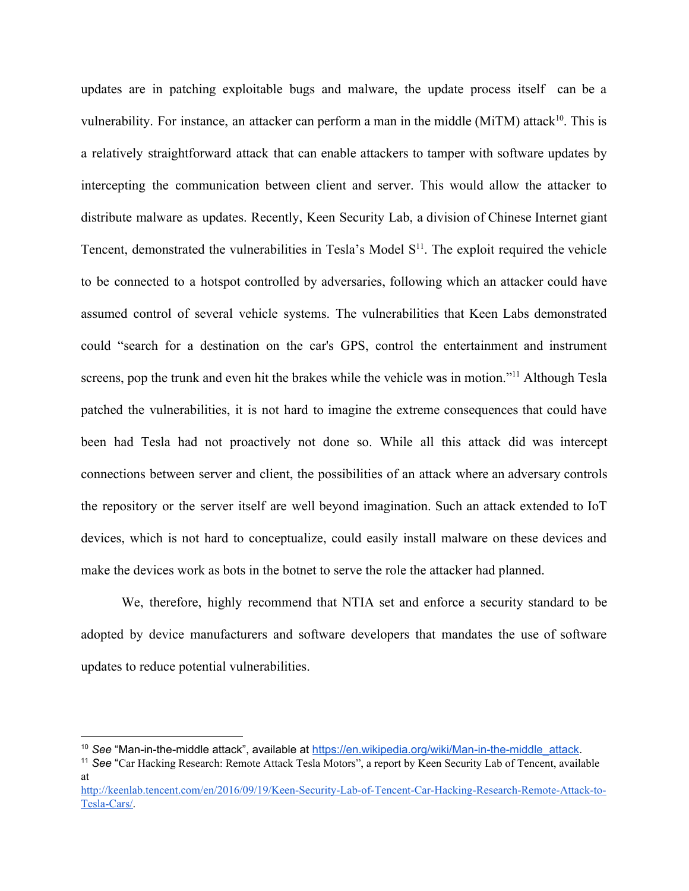updates are in patching exploitable bugs and malware, the update process itself can be a vulnerability. For instance, an attacker can perform a man in the middle (MiTM) attack[10]. This is a relatively straightforward attack that can enable attackers to tamper with software updates by intercepting the communication between client and server. This would allow the attacker to distribute malware as updates. Recently, Keen Security Lab, a division of Chinese Internet giant Tencent, demonstrated the vulnerabilities in Tesla's Model S[11]. The exploit required the vehicle to be connected to a hotspot controlled by adversaries, following which an attacker could have assumed control of several vehicle systems. The vulnerabilities that Keen Labs demonstrated could "search for a destination on the car's GPS, control the entertainment and instrument screens, pop the trunk and even hit the brakes while the vehicle was in motion."[11] Although Tesla patched the vulnerabilities, it is not hard to imagine the extreme consequences that could have been had Tesla had not proactively not done so. While all this attack did was intercept connections between server and client, the possibilities of an attack where an adversary controls the repository or the server itself are well beyond imagination. Such an attack extended to IoT devices, which is not hard to conceptualize, could easily install malware on these devices and make the devices work as bots in the botnet to serve the role the attacker had planned.

We, therefore, highly recommend that NTIA set and enforce a security standard to be adopted by device manufacturers and software developers that mandates the use of software updates to reduce potential vulnerabilities.

---

[10] *See* "Man-in-the-middle attack", available at https://en.wikipedia.org/wiki/Man-in-the-middle_attack.

[11] *See* "Car Hacking Research: Remote Attack Tesla Motors", a report by Keen Security Lab of Tencent, available at http://keenlab.tencent.com/en/2016/09/19/Keen-Security-Lab-of-Tencent-Car-Hacking-Research-Remote-Attack-to-Tesla-Cars/.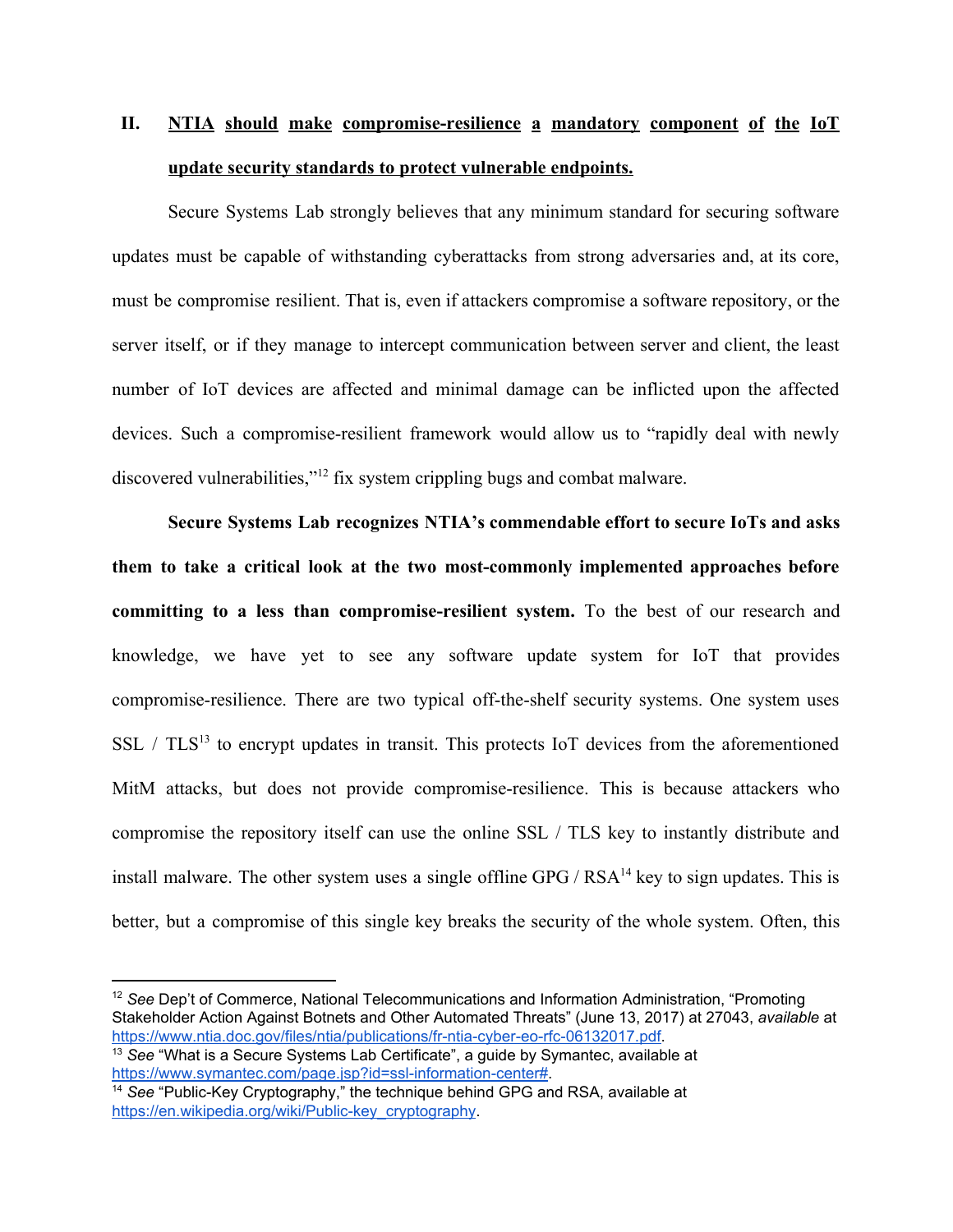## II. NTIA should make compromise-resilience a mandatory component of the IoT update security standards to protect vulnerable endpoints.

Secure Systems Lab strongly believes that any minimum standard for securing software updates must be capable of withstanding cyberattacks from strong adversaries and, at its core, must be compromise resilient. That is, even if attackers compromise a software repository, or the server itself, or if they manage to intercept communication between server and client, the least number of IoT devices are affected and minimal damage can be inflicted upon the affected devices. Such a compromise-resilient framework would allow us to "rapidly deal with newly discovered vulnerabilities,"[12] fix system crippling bugs and combat malware.

**Secure Systems Lab recognizes NTIA's commendable effort to secure IoTs and asks them to take a critical look at the two most-commonly implemented approaches before committing to a less than compromise-resilient system.** To the best of our research and knowledge, we have yet to see any software update system for IoT that provides compromise-resilience. There are two typical off-the-shelf security systems. One system uses SSL / TLS[13] to encrypt updates in transit. This protects IoT devices from the aforementioned MitM attacks, but does not provide compromise-resilience. This is because attackers who compromise the repository itself can use the online SSL / TLS key to instantly distribute and install malware. The other system uses a single offline GPG / RSA[14] key to sign updates. This is better, but a compromise of this single key breaks the security of the whole system. Often, this

---

[12] *See* Dep't of Commerce, National Telecommunications and Information Administration, "Promoting Stakeholder Action Against Botnets and Other Automated Threats" (June 13, 2017) at 27043, *available* at https://www.ntia.doc.gov/files/ntia/publications/fr-ntia-cyber-eo-rfc-06132017.pdf.

[13] *See* "What is a Secure Systems Lab Certificate", a guide by Symantec, available at https://www.symantec.com/page.jsp?id=ssl-information-center#.

[14] *See* "Public-Key Cryptography," the technique behind GPG and RSA, available at https://en.wikipedia.org/wiki/Public-key_cryptography.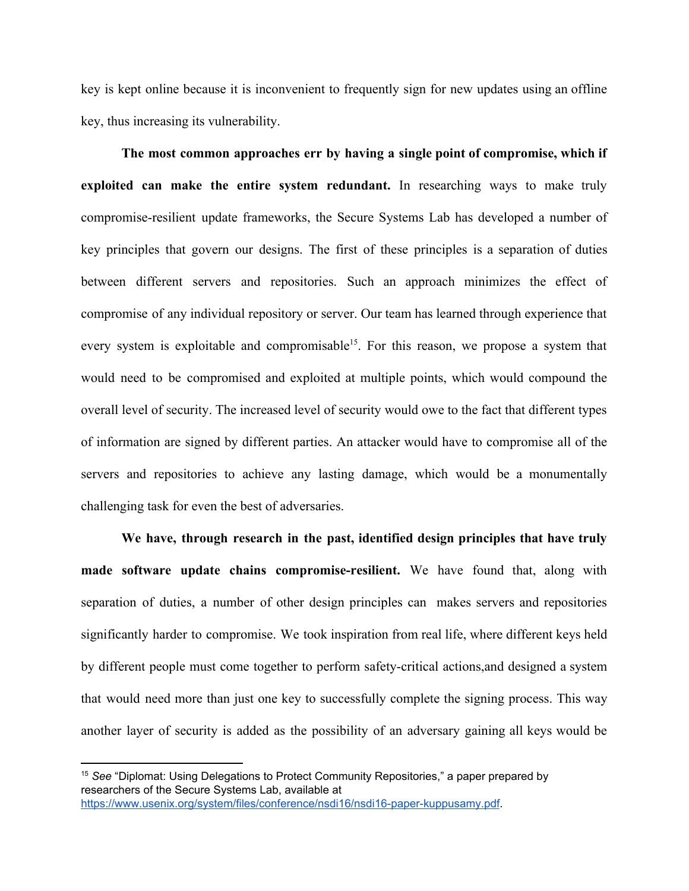key is kept online because it is inconvenient to frequently sign for new updates using an offline key, thus increasing its vulnerability.

**The most common approaches err by having a single point of compromise, which if exploited can make the entire system redundant.** In researching ways to make truly compromise-resilient update frameworks, the Secure Systems Lab has developed a number of key principles that govern our designs. The first of these principles is a separation of duties between different servers and repositories. Such an approach minimizes the effect of compromise of any individual repository or server. Our team has learned through experience that every system is exploitable and compromisable[15]. For this reason, we propose a system that would need to be compromised and exploited at multiple points, which would compound the overall level of security. The increased level of security would owe to the fact that different types of information are signed by different parties. An attacker would have to compromise all of the servers and repositories to achieve any lasting damage, which would be a monumentally challenging task for even the best of adversaries.

**We have, through research in the past, identified design principles that have truly made software update chains compromise-resilient.** We have found that, along with separation of duties, a number of other design principles can makes servers and repositories significantly harder to compromise. We took inspiration from real life, where different keys held by different people must come together to perform safety-critical actions,and designed a system that would need more than just one key to successfully complete the signing process. This way another layer of security is added as the possibility of an adversary gaining all keys would be

---

[15] *See* "Diplomat: Using Delegations to Protect Community Repositories," a paper prepared by researchers of the Secure Systems Lab, available at https://www.usenix.org/system/files/conference/nsdi16/nsdi16-paper-kuppusamy.pdf.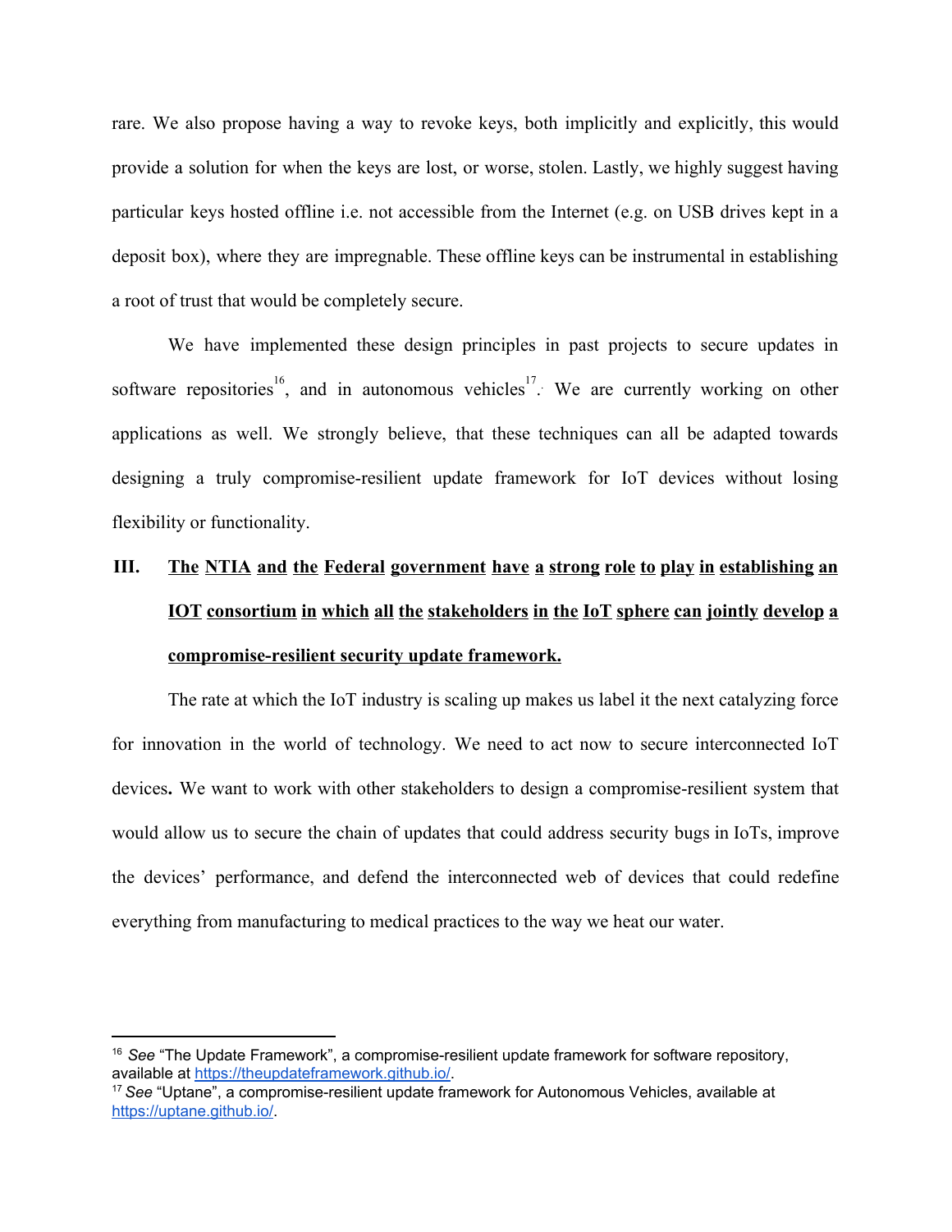rare. We also propose having a way to revoke keys, both implicitly and explicitly, this would provide a solution for when the keys are lost, or worse, stolen. Lastly, we highly suggest having particular keys hosted offline i.e. not accessible from the Internet (e.g. on USB drives kept in a deposit box), where they are impregnable. These offline keys can be instrumental in establishing a root of trust that would be completely secure.

We have implemented these design principles in past projects to secure updates in software repositories[16], and in autonomous vehicles[17]. We are currently working on other applications as well. We strongly believe, that these techniques can all be adapted towards designing a truly compromise-resilient update framework for IoT devices without losing flexibility or functionality.

## III. The NTIA and the Federal government have a strong role to play in establishing an IOT consortium in which all the stakeholders in the IoT sphere can jointly develop a compromise-resilient security update framework.

The rate at which the IoT industry is scaling up makes us label it the next catalyzing force for innovation in the world of technology. We need to act now to secure interconnected IoT devices**.** We want to work with other stakeholders to design a compromise-resilient system that would allow us to secure the chain of updates that could address security bugs in IoTs, improve the devices' performance, and defend the interconnected web of devices that could redefine everything from manufacturing to medical practices to the way we heat our water.

---

[16] *See* "The Update Framework", a compromise-resilient update framework for software repository, available at https://theupdateframework.github.io/.

[17] *See* "Uptane", a compromise-resilient update framework for Autonomous Vehicles, available at https://uptane.github.io/.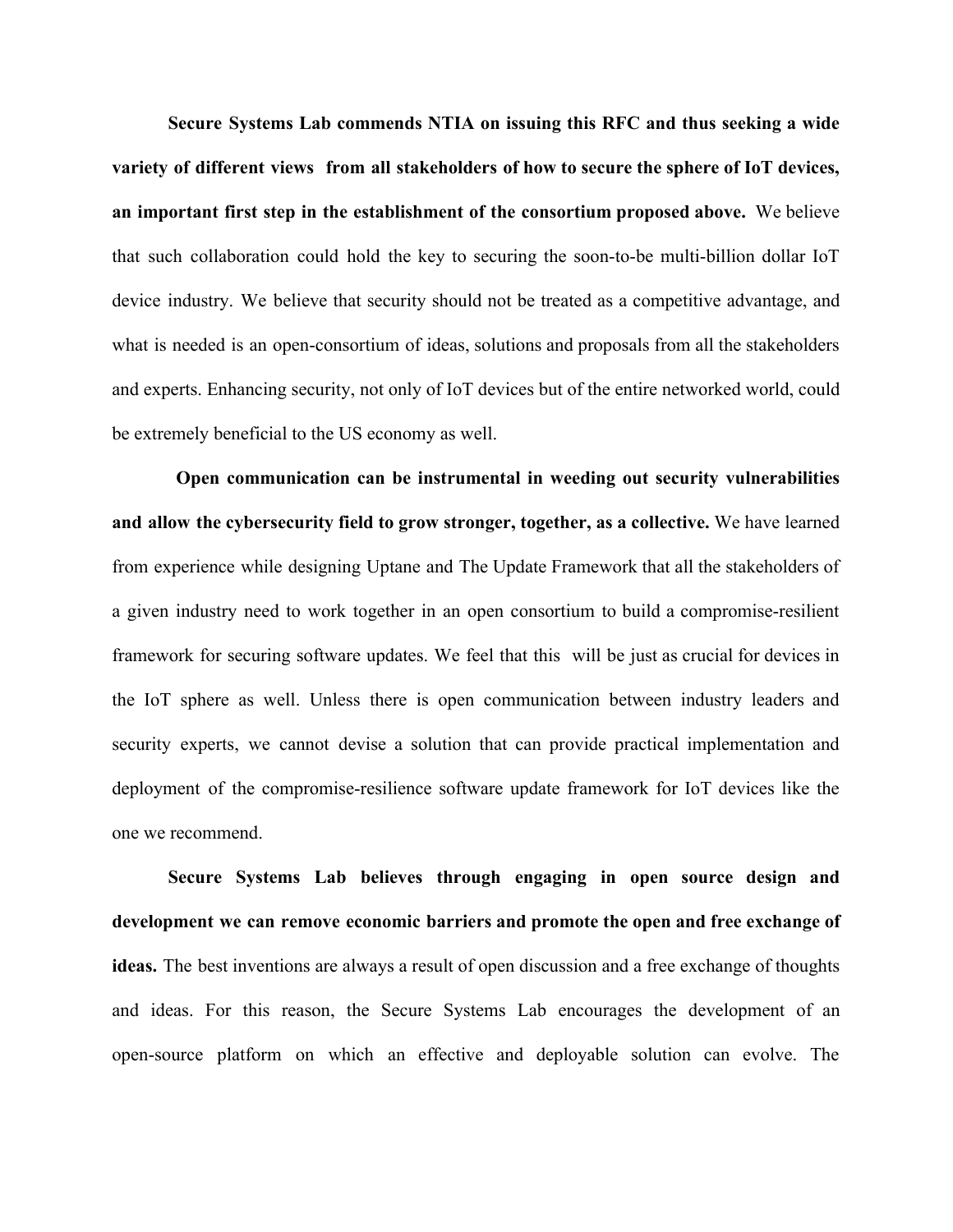**Secure Systems Lab commends NTIA on issuing this RFC and thus seeking a wide variety of different views from all stakeholders of how to secure the sphere of IoT devices, an important first step in the establishment of the consortium proposed above.** We believe that such collaboration could hold the key to securing the soon-to-be multi-billion dollar IoT device industry. We believe that security should not be treated as a competitive advantage, and what is needed is an open-consortium of ideas, solutions and proposals from all the stakeholders and experts. Enhancing security, not only of IoT devices but of the entire networked world, could be extremely beneficial to the US economy as well.

**Open communication can be instrumental in weeding out security vulnerabilities and allow the cybersecurity field to grow stronger, together, as a collective.** We have learned from experience while designing Uptane and The Update Framework that all the stakeholders of a given industry need to work together in an open consortium to build a compromise-resilient framework for securing software updates. We feel that this will be just as crucial for devices in the IoT sphere as well. Unless there is open communication between industry leaders and security experts, we cannot devise a solution that can provide practical implementation and deployment of the compromise-resilience software update framework for IoT devices like the one we recommend.

**Secure Systems Lab believes through engaging in open source design and development we can remove economic barriers and promote the open and free exchange of ideas.** The best inventions are always a result of open discussion and a free exchange of thoughts and ideas. For this reason, the Secure Systems Lab encourages the development of an open-source platform on which an effective and deployable solution can evolve. The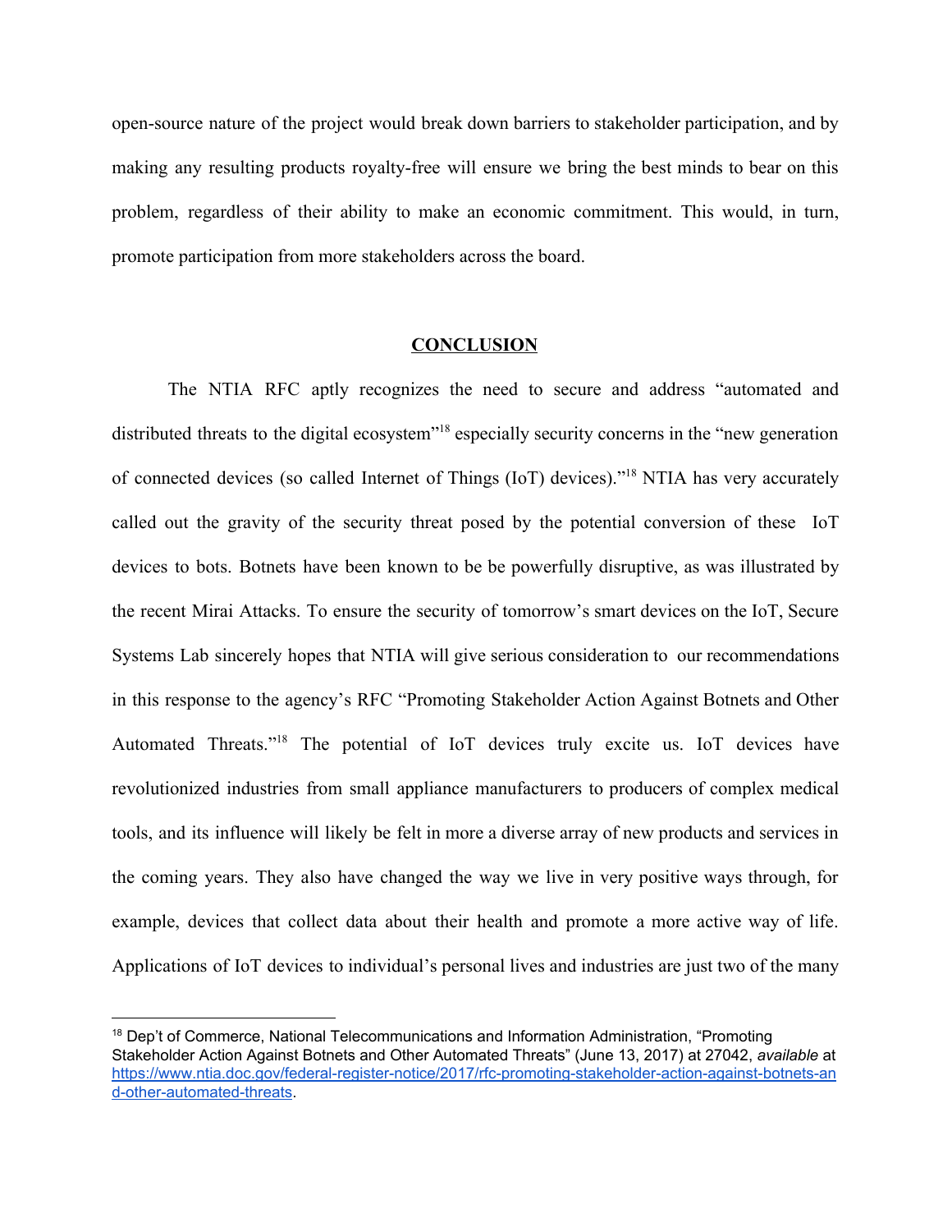open-source nature of the project would break down barriers to stakeholder participation, and by making any resulting products royalty-free will ensure we bring the best minds to bear on this problem, regardless of their ability to make an economic commitment. This would, in turn, promote participation from more stakeholders across the board.

## CONCLUSION

The NTIA RFC aptly recognizes the need to secure and address "automated and distributed threats to the digital ecosystem"[18] especially security concerns in the "new generation of connected devices (so called Internet of Things (IoT) devices)."[18] NTIA has very accurately called out the gravity of the security threat posed by the potential conversion of these IoT devices to bots. Botnets have been known to be be powerfully disruptive, as was illustrated by the recent Mirai Attacks. To ensure the security of tomorrow's smart devices on the IoT, Secure Systems Lab sincerely hopes that NTIA will give serious consideration to our recommendations in this response to the agency's RFC "Promoting Stakeholder Action Against Botnets and Other Automated Threats."[18] The potential of IoT devices truly excite us. IoT devices have revolutionized industries from small appliance manufacturers to producers of complex medical tools, and its influence will likely be felt in more a diverse array of new products and services in the coming years. They also have changed the way we live in very positive ways through, for example, devices that collect data about their health and promote a more active way of life. Applications of IoT devices to individual's personal lives and industries are just two of the many

---

[18] Dep't of Commerce, National Telecommunications and Information Administration, "Promoting Stakeholder Action Against Botnets and Other Automated Threats" (June 13, 2017) at 27042, *available* at https://www.ntia.doc.gov/federal-register-notice/2017/rfc-promoting-stakeholder-action-against-botnets-and-other-automated-threats.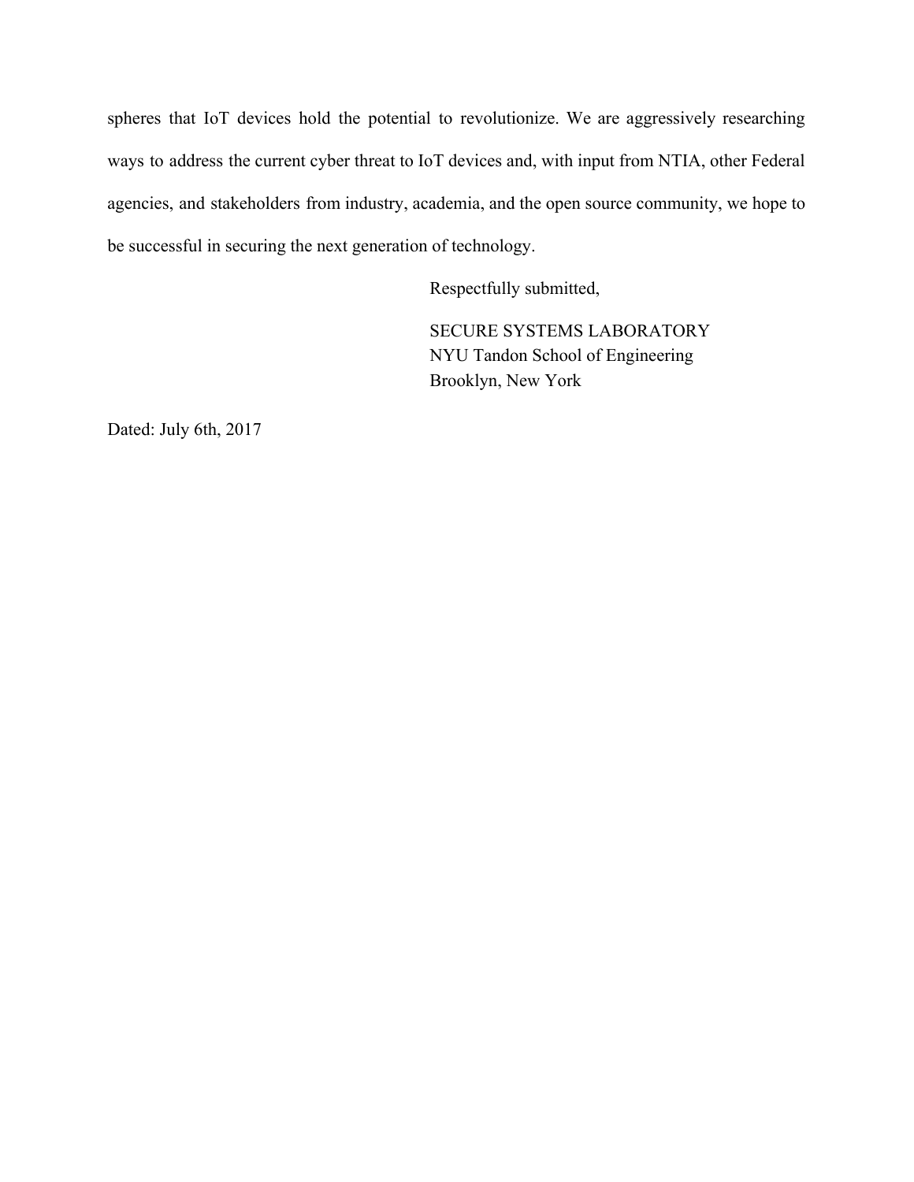spheres that IoT devices hold the potential to revolutionize. We are aggressively researching ways to address the current cyber threat to IoT devices and, with input from NTIA, other Federal agencies, and stakeholders from industry, academia, and the open source community, we hope to be successful in securing the next generation of technology.

Respectfully submitted,

SECURE SYSTEMS LABORATORY
NYU Tandon School of Engineering
Brooklyn, New York

Dated: July 6th, 2017